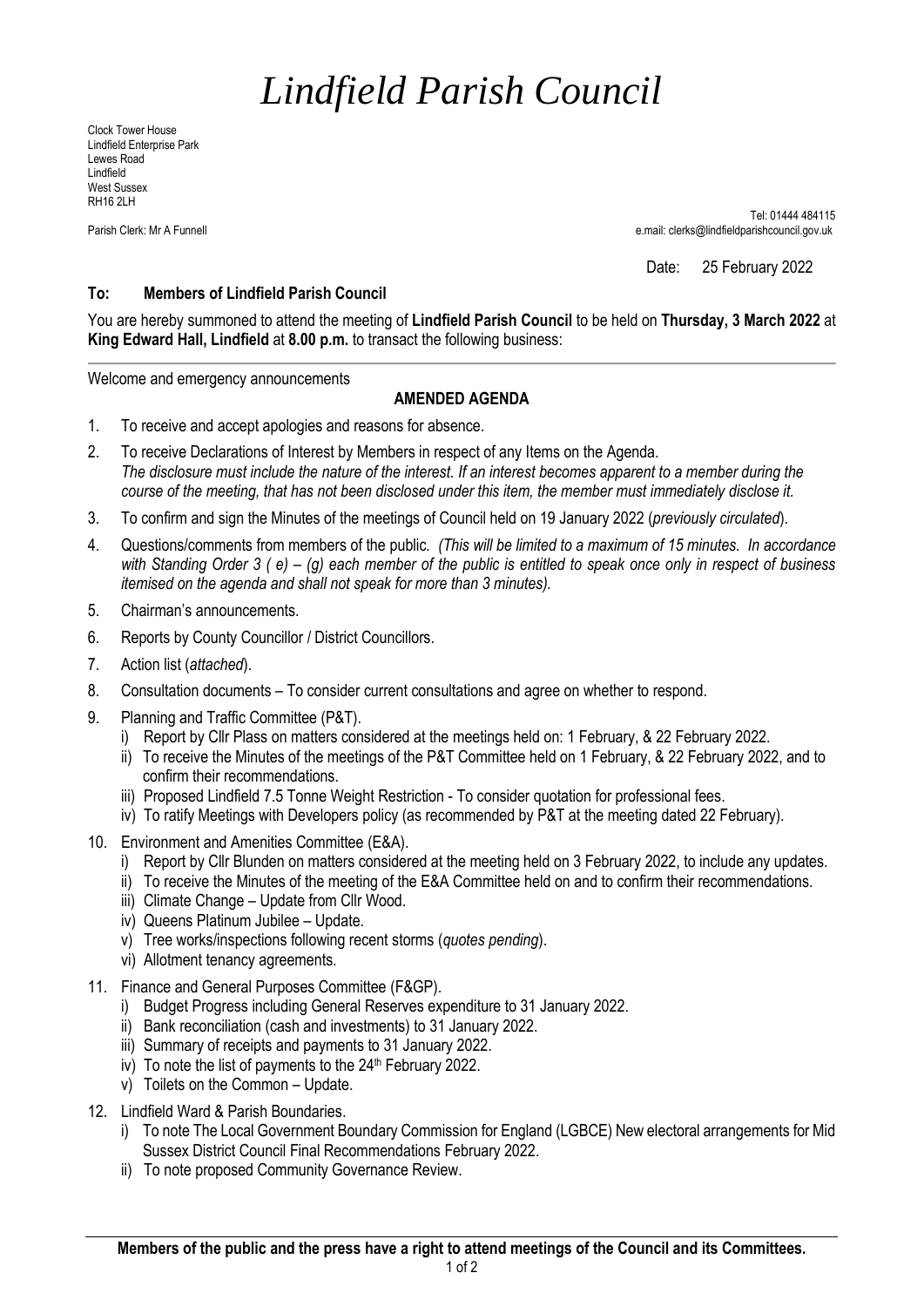# *Lindfield Parish Council*

Clock Tower House
Lindfield Enterprise Park
Lewes Road
Lindfield
West Sussex
RH16 2LH

Tel: 01444 484115

Parish Clerk: Mr A Funnell

e.mail: clerks@lindfieldparishcouncil.gov.uk

Date: 25 February 2022

**To: Members of Lindfield Parish Council**

You are hereby summoned to attend the meeting of **Lindfield Parish Council** to be held on **Thursday, 3 March 2022** at **King Edward Hall, Lindfield** at **8.00 p.m.** to transact the following business:

---

Welcome and emergency announcements

**AMENDED AGENDA**

1. To receive and accept apologies and reasons for absence.
2. To receive Declarations of Interest by Members in respect of any Items on the Agenda.
   *The disclosure must include the nature of the interest. If an interest becomes apparent to a member during the course of the meeting, that has not been disclosed under this item, the member must immediately disclose it.*
3. To confirm and sign the Minutes of the meetings of Council held on 19 January 2022 (*previously circulated*).
4. Questions/comments from members of the public. *(This will be limited to a maximum of 15 minutes. In accordance with Standing Order 3 ( e) – (g) each member of the public is entitled to speak once only in respect of business itemised on the agenda and shall not speak for more than 3 minutes).*
5. Chairman's announcements.
6. Reports by County Councillor / District Councillors.
7. Action list (*attached*).
8. Consultation documents – To consider current consultations and agree on whether to respond.
9. Planning and Traffic Committee (P&T).
   i) Report by Cllr Plass on matters considered at the meetings held on: 1 February, & 22 February 2022.
   ii) To receive the Minutes of the meetings of the P&T Committee held on 1 February, & 22 February 2022, and to confirm their recommendations.
   iii) Proposed Lindfield 7.5 Tonne Weight Restriction - To consider quotation for professional fees.
   iv) To ratify Meetings with Developers policy (as recommended by P&T at the meeting dated 22 February).
10. Environment and Amenities Committee (E&A).
    i) Report by Cllr Blunden on matters considered at the meeting held on 3 February 2022, to include any updates.
    ii) To receive the Minutes of the meeting of the E&A Committee held on and to confirm their recommendations.
    iii) Climate Change – Update from Cllr Wood.
    iv) Queens Platinum Jubilee – Update.
    v) Tree works/inspections following recent storms (*quotes pending*).
    vi) Allotment tenancy agreements.
11. Finance and General Purposes Committee (F&GP).
    i) Budget Progress including General Reserves expenditure to 31 January 2022.
    ii) Bank reconciliation (cash and investments) to 31 January 2022.
    iii) Summary of receipts and payments to 31 January 2022.
    iv) To note the list of payments to the 24th February 2022.
    v) Toilets on the Common – Update.
12. Lindfield Ward & Parish Boundaries.
    i) To note The Local Government Boundary Commission for England (LGBCE) New electoral arrangements for Mid Sussex District Council Final Recommendations February 2022.
    ii) To note proposed Community Governance Review.

---

**Members of the public and the press have a right to attend meetings of the Council and its Committees.**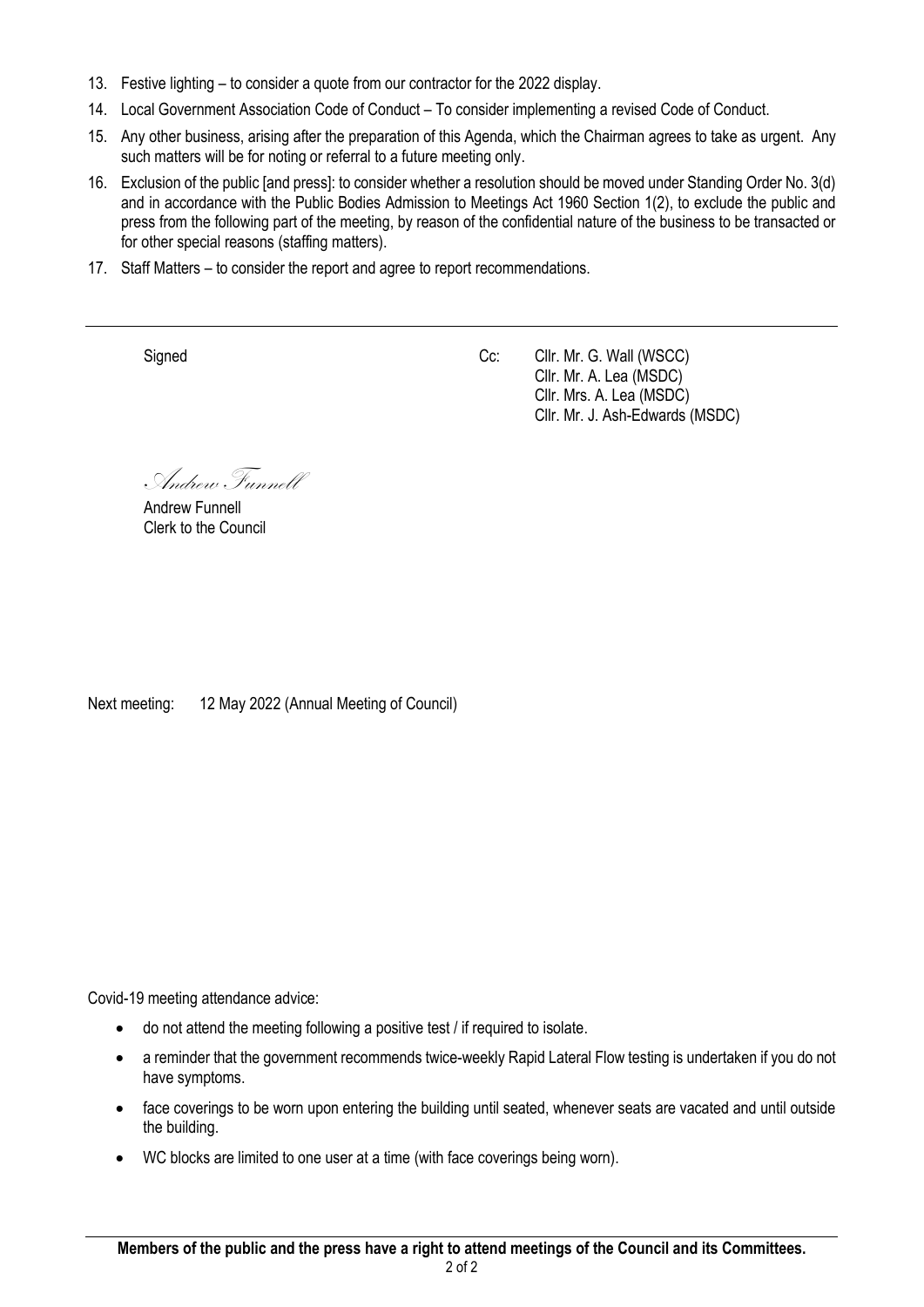13. Festive lighting – to consider a quote from our contractor for the 2022 display.
14. Local Government Association Code of Conduct – To consider implementing a revised Code of Conduct.
15. Any other business, arising after the preparation of this Agenda, which the Chairman agrees to take as urgent. Any such matters will be for noting or referral to a future meeting only.
16. Exclusion of the public [and press]: to consider whether a resolution should be moved under Standing Order No. 3(d) and in accordance with the Public Bodies Admission to Meetings Act 1960 Section 1(2), to exclude the public and press from the following part of the meeting, by reason of the confidential nature of the business to be transacted or for other special reasons (staffing matters).
17. Staff Matters – to consider the report and agree to report recommendations.

---

Signed

*Andrew Funnell*

Andrew Funnell
Clerk to the Council

Cc: Cllr. Mr. G. Wall (WSCC)
Cllr. Mr. A. Lea (MSDC)
Cllr. Mrs. A. Lea (MSDC)
Cllr. Mr. J. Ash-Edwards (MSDC)

Next meeting: 12 May 2022 (Annual Meeting of Council)

Covid-19 meeting attendance advice:

- do not attend the meeting following a positive test / if required to isolate.
- a reminder that the government recommends twice-weekly Rapid Lateral Flow testing is undertaken if you do not have symptoms.
- face coverings to be worn upon entering the building until seated, whenever seats are vacated and until outside the building.
- WC blocks are limited to one user at a time (with face coverings being worn).

---

**Members of the public and the press have a right to attend meetings of the Council and its Committees.**